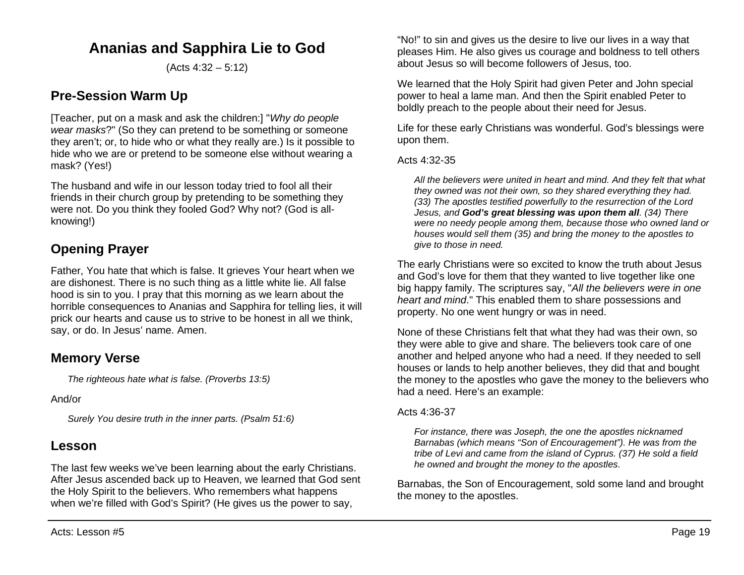# Ananias and Sapphira Lie to God

(Acts 4:32 – 5:12)

## Pre-Session Warm Up

[Teacher, put on a mask and ask the children:] "*Why do people wear masks*?" (So they can pretend to be something or someone they aren't; or, to hide who or what they really are.) Is it possible to hide who we are or pretend to be someone else without wearing a mask? (Yes!)

The husband and wife in our lesson today tried to fool all their friends in their church group by pretending to be something they were not. Do you think they fooled God? Why not? (God is all-knowing!)

## Opening Prayer

Father, You hate that which is false. It grieves Your heart when we are dishonest. There is no such thing as a little white lie. All false hood is sin to you. I pray that this morning as we learn about the horrible consequences to Ananias and Sapphira for telling lies, it will prick our hearts and cause us to strive to be honest in all we think, say, or do. In Jesus' name. Amen.

## Memory Verse

> *The righteous hate what is false. (Proverbs 13:5)*

And/or

> *Surely You desire truth in the inner parts. (Psalm 51:6)*

## Lesson

The last few weeks we've been learning about the early Christians. After Jesus ascended back up to Heaven, we learned that God sent the Holy Spirit to the believers. Who remembers what happens when we're filled with God's Spirit? (He gives us the power to say, "No!" to sin and gives us the desire to live our lives in a way that pleases Him. He also gives us courage and boldness to tell others about Jesus so will become followers of Jesus, too.

We learned that the Holy Spirit had given Peter and John special power to heal a lame man. And then the Spirit enabled Peter to boldly preach to the people about their need for Jesus.

Life for these early Christians was wonderful. God's blessings were upon them.

Acts 4:32-35

> *All the believers were united in heart and mind. And they felt that what they owned was not their own, so they shared everything they had. (33) The apostles testified powerfully to the resurrection of the Lord Jesus, and* ***God's great blessing was upon them all****. (34) There were no needy people among them, because those who owned land or houses would sell them (35) and bring the money to the apostles to give to those in need.*

The early Christians were so excited to know the truth about Jesus and God's love for them that they wanted to live together like one big happy family. The scriptures say, "*All the believers were in one heart and mind*." This enabled them to share possessions and property. No one went hungry or was in need.

None of these Christians felt that what they had was their own, so they were able to give and share. The believers took care of one another and helped anyone who had a need. If they needed to sell houses or lands to help another believes, they did that and bought the money to the apostles who gave the money to the believers who had a need. Here's an example:

Acts 4:36-37

> *For instance, there was Joseph, the one the apostles nicknamed Barnabas (which means "Son of Encouragement"). He was from the tribe of Levi and came from the island of Cyprus. (37) He sold a field he owned and brought the money to the apostles.*

Barnabas, the Son of Encouragement, sold some land and brought the money to the apostles.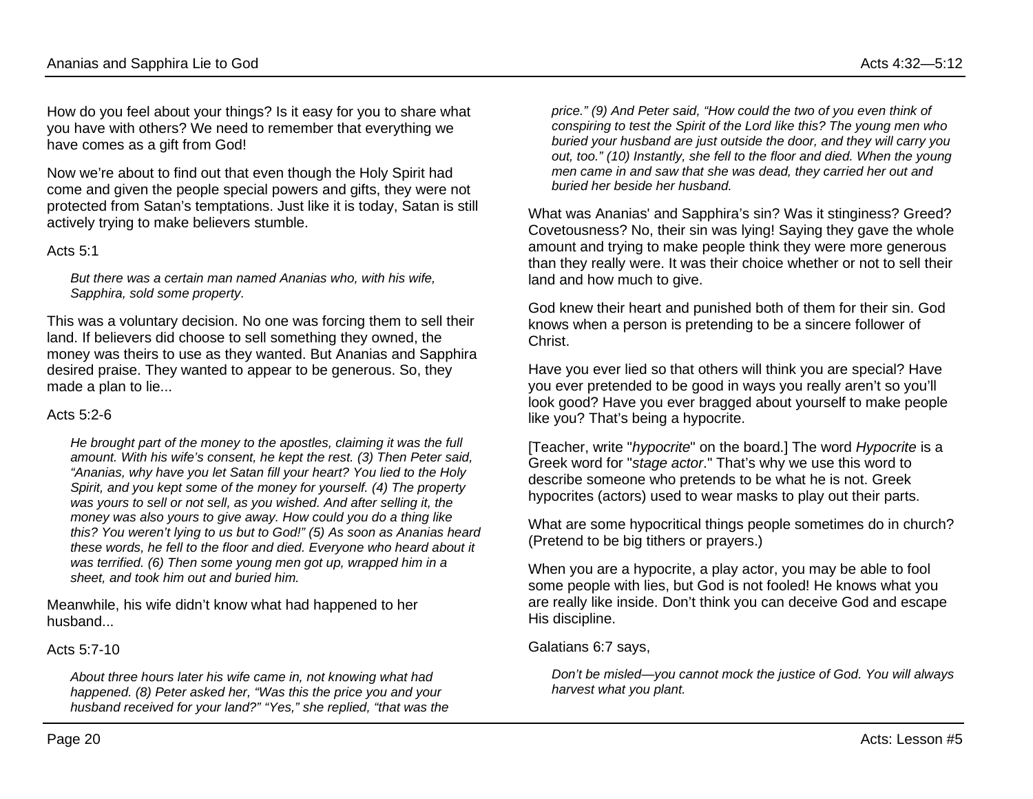How do you feel about your things? Is it easy for you to share what you have with others? We need to remember that everything we have comes as a gift from God!

Now we're about to find out that even though the Holy Spirit had come and given the people special powers and gifts, they were not protected from Satan's temptations. Just like it is today, Satan is still actively trying to make believers stumble.

Acts 5:1

> *But there was a certain man named Ananias who, with his wife, Sapphira, sold some property.*

This was a voluntary decision. No one was forcing them to sell their land. If believers did choose to sell something they owned, the money was theirs to use as they wanted. But Ananias and Sapphira desired praise. They wanted to appear to be generous. So, they made a plan to lie...

Acts 5:2-6

> *He brought part of the money to the apostles, claiming it was the full amount. With his wife's consent, he kept the rest. (3) Then Peter said, "Ananias, why have you let Satan fill your heart? You lied to the Holy Spirit, and you kept some of the money for yourself. (4) The property was yours to sell or not sell, as you wished. And after selling it, the money was also yours to give away. How could you do a thing like this? You weren't lying to us but to God!" (5) As soon as Ananias heard these words, he fell to the floor and died. Everyone who heard about it was terrified. (6) Then some young men got up, wrapped him in a sheet, and took him out and buried him.*

Meanwhile, his wife didn't know what had happened to her husband...

Acts 5:7-10

> *About three hours later his wife came in, not knowing what had happened. (8) Peter asked her, "Was this the price you and your husband received for your land?" "Yes," she replied, "that was the price." (9) And Peter said, "How could the two of you even think of conspiring to test the Spirit of the Lord like this? The young men who buried your husband are just outside the door, and they will carry you out, too." (10) Instantly, she fell to the floor and died. When the young men came in and saw that she was dead, they carried her out and buried her beside her husband.*

What was Ananias' and Sapphira's sin? Was it stinginess? Greed? Covetousness? No, their sin was lying! Saying they gave the whole amount and trying to make people think they were more generous than they really were. It was their choice whether or not to sell their land and how much to give.

God knew their heart and punished both of them for their sin. God knows when a person is pretending to be a sincere follower of Christ.

Have you ever lied so that others will think you are special? Have you ever pretended to be good in ways you really aren't so you'll look good? Have you ever bragged about yourself to make people like you? That's being a hypocrite.

[Teacher, write "*hypocrite*" on the board.] The word *Hypocrite* is a Greek word for "*stage actor*." That's why we use this word to describe someone who pretends to be what he is not. Greek hypocrites (actors) used to wear masks to play out their parts.

What are some hypocritical things people sometimes do in church? (Pretend to be big tithers or prayers.)

When you are a hypocrite, a play actor, you may be able to fool some people with lies, but God is not fooled! He knows what you are really like inside. Don't think you can deceive God and escape His discipline.

Galatians 6:7 says,

> *Don't be misled—you cannot mock the justice of God. You will always harvest what you plant.*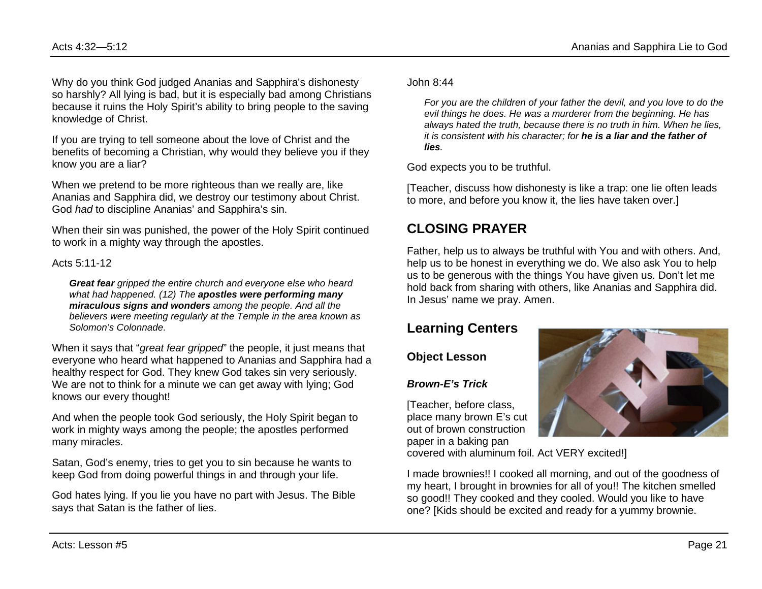Why do you think God judged Ananias and Sapphira's dishonesty so harshly? All lying is bad, but it is especially bad among Christians because it ruins the Holy Spirit's ability to bring people to the saving knowledge of Christ.

If you are trying to tell someone about the love of Christ and the benefits of becoming a Christian, why would they believe you if they know you are a liar?

When we pretend to be more righteous than we really are, like Ananias and Sapphira did, we destroy our testimony about Christ. God *had* to discipline Ananias' and Sapphira's sin.

When their sin was punished, the power of the Holy Spirit continued to work in a mighty way through the apostles.

Acts 5:11-12

> ***Great fear*** *gripped the entire church and everyone else who heard what had happened. (12) The* ***apostles were performing many miraculous signs and wonders*** *among the people. And all the believers were meeting regularly at the Temple in the area known as Solomon's Colonnade.*

When it says that "*great fear gripped*" the people, it just means that everyone who heard what happened to Ananias and Sapphira had a healthy respect for God. They knew God takes sin very seriously. We are not to think for a minute we can get away with lying; God knows our every thought!

And when the people took God seriously, the Holy Spirit began to work in mighty ways among the people; the apostles performed many miracles.

Satan, God's enemy, tries to get you to sin because he wants to keep God from doing powerful things in and through your life.

God hates lying. If you lie you have no part with Jesus. The Bible says that Satan is the father of lies.

John 8:44

> *For you are the children of your father the devil, and you love to do the evil things he does. He was a murderer from the beginning. He has always hated the truth, because there is no truth in him. When he lies, it is consistent with his character; for* ***he is a liar and the father of lies****.*

God expects you to be truthful.

[Teacher, discuss how dishonesty is like a trap: one lie often leads to more, and before you know it, the lies have taken over.]

## CLOSING PRAYER

Father, help us to always be truthful with You and with others. And, help us to be honest in everything we do. We also ask You to help us to be generous with the things You have given us. Don't let me hold back from sharing with others, like Ananias and Sapphira did. In Jesus' name we pray. Amen.

## Learning Centers

### Object Lesson

#### *Brown-E's Trick*

[Teacher, before class, place many brown E's cut out of brown construction paper in a baking pan covered with aluminum foil. Act VERY excited!]

I made brownies!! I cooked all morning, and out of the goodness of my heart, I brought in brownies for all of you!! The kitchen smelled so good!! They cooked and they cooled. Would you like to have one? [Kids should be excited and ready for a yummy brownie.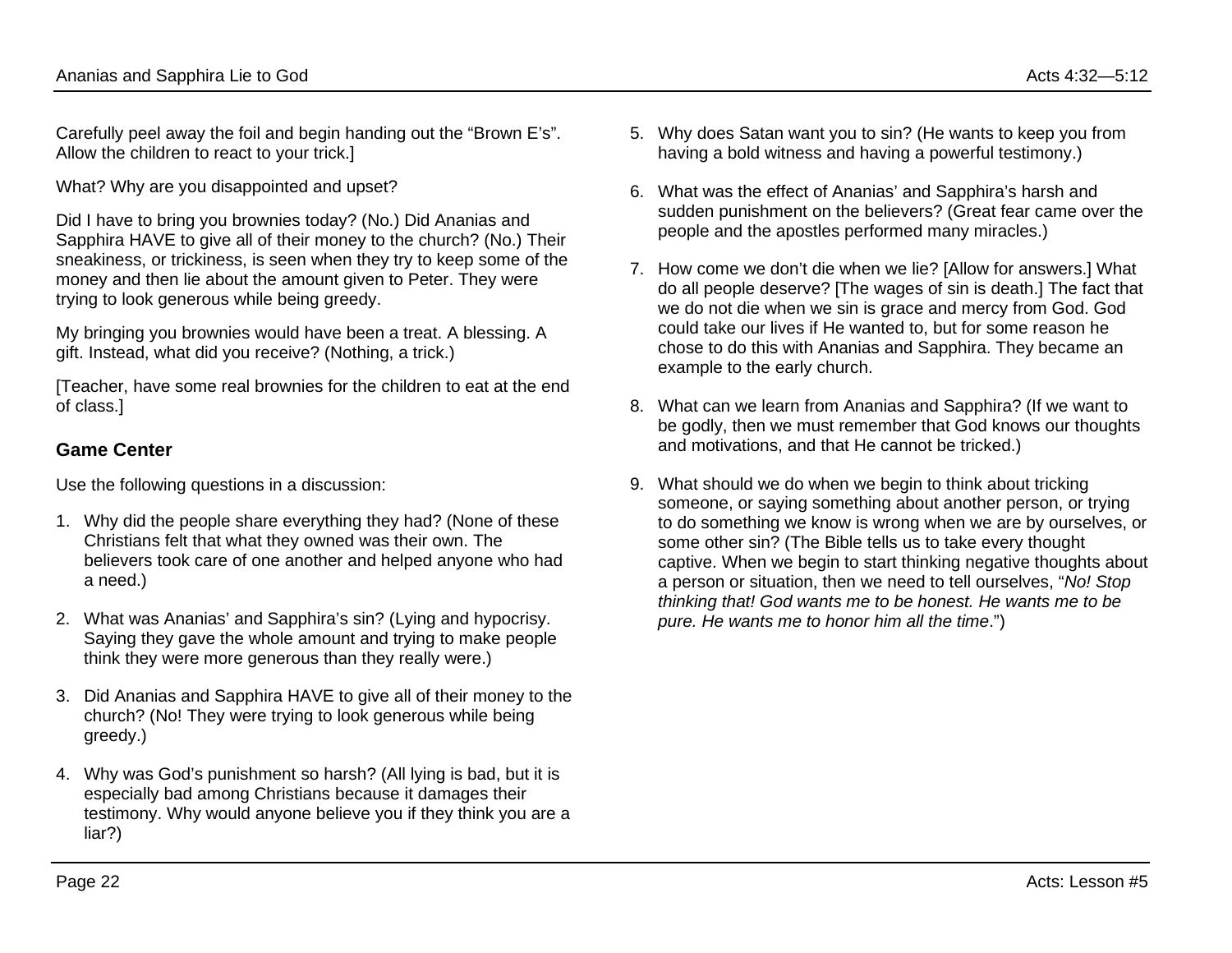Carefully peel away the foil and begin handing out the "Brown E's". Allow the children to react to your trick.]

What? Why are you disappointed and upset?

Did I have to bring you brownies today? (No.) Did Ananias and Sapphira HAVE to give all of their money to the church? (No.) Their sneakiness, or trickiness, is seen when they try to keep some of the money and then lie about the amount given to Peter. They were trying to look generous while being greedy.

My bringing you brownies would have been a treat. A blessing. A gift. Instead, what did you receive? (Nothing, a trick.)

[Teacher, have some real brownies for the children to eat at the end of class.]

### Game Center

Use the following questions in a discussion:

1. Why did the people share everything they had? (None of these Christians felt that what they owned was their own. The believers took care of one another and helped anyone who had a need.)

2. What was Ananias' and Sapphira's sin? (Lying and hypocrisy. Saying they gave the whole amount and trying to make people think they were more generous than they really were.)

3. Did Ananias and Sapphira HAVE to give all of their money to the church? (No! They were trying to look generous while being greedy.)

4. Why was God's punishment so harsh? (All lying is bad, but it is especially bad among Christians because it damages their testimony. Why would anyone believe you if they think you are a liar?)

5. Why does Satan want you to sin? (He wants to keep you from having a bold witness and having a powerful testimony.)

6. What was the effect of Ananias' and Sapphira's harsh and sudden punishment on the believers? (Great fear came over the people and the apostles performed many miracles.)

7. How come we don't die when we lie? [Allow for answers.] What do all people deserve? [The wages of sin is death.] The fact that we do not die when we sin is grace and mercy from God. God could take our lives if He wanted to, but for some reason he chose to do this with Ananias and Sapphira. They became an example to the early church.

8. What can we learn from Ananias and Sapphira? (If we want to be godly, then we must remember that God knows our thoughts and motivations, and that He cannot be tricked.)

9. What should we do when we begin to think about tricking someone, or saying something about another person, or trying to do something we know is wrong when we are by ourselves, or some other sin? (The Bible tells us to take every thought captive. When we begin to start thinking negative thoughts about a person or situation, then we need to tell ourselves, "*No! Stop thinking that! God wants me to be honest. He wants me to be pure. He wants me to honor him all the time*.")